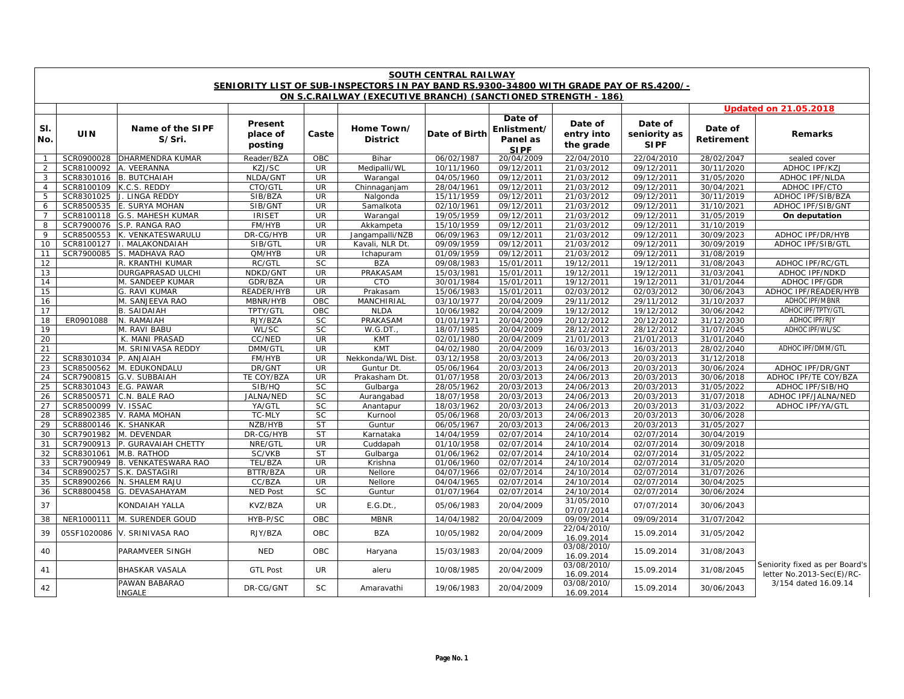# SOUTH CENTRAL RAILWAY

## SENIORITY LIST OF SUB-INSPECTORS IN PAY BAND RS.9300-34800 WITH GRADE PAY OF RS.4200/-

## ON S.C.RAILWAY (EXECUTIVE BRANCH) (SANCTIONED STRENGTH - 186)

**Updated on 21.05.2018**

| Sl. No. | UIN | Name of the SIPF S/Sri. | Present place of posting | Caste | Home Town/ District | Date of Birth | Date of Enlistment/ Panel as SIPF | Date of entry into the grade | Date of seniority as SIPF | Date of Retirement | Remarks |
|---|---|---|---|---|---|---|---|---|---|---|---|
| 1 | SCR0900028 | DHARMENDRA KUMAR | Reader/BZA | OBC | Bihar | 06/02/1987 | 20/04/2009 | 22/04/2010 | 22/04/2010 | 28/02/2047 | sealed cover |
| 2 | SCR8100092 | A. VEERANNA | KZJ/SC | UR | Medipalli/WL | 10/11/1960 | 09/12/2011 | 21/03/2012 | 09/12/2011 | 30/11/2020 | ADHOC IPF/KZJ |
| 3 | SCR8301016 | B. BUTCHAIAH | NLDA/GNT | UR | Warangal | 04/05/1960 | 09/12/2011 | 21/03/2012 | 09/12/2011 | 31/05/2020 | ADHOC IPF/NLDA |
| 4 | SCR8100109 | K.C.S. REDDY | CTO/GTL | UR | Chinnaganjam | 28/04/1961 | 09/12/2011 | 21/03/2012 | 09/12/2011 | 30/04/2021 | ADHOC IPF/CTO |
| 5 | SCR8301025 | J. LINGA REDDY | SIB/BZA | UR | Nalgonda | 15/11/1959 | 09/12/2011 | 21/03/2012 | 09/12/2011 | 30/11/2019 | ADHOC IPF/SIB/BZA |
| 6 | SCR8500535 | E. SURYA MOHAN | SIB/GNT | UR | Samalkota | 02/10/1961 | 09/12/2011 | 21/03/2012 | 09/12/2011 | 31/10/2021 | ADHOC IPF/SIB/GNT |
| 7 | SCR8100118 | G.S. MAHESH KUMAR | IRISET | UR | Warangal | 19/05/1959 | 09/12/2011 | 21/03/2012 | 09/12/2011 | 31/05/2019 | **On deputation** |
| 8 | SCR7900076 | S.P. RANGA RAO | FM/HYB | UR | Akkampeta | 15/10/1959 | 09/12/2011 | 21/03/2012 | 09/12/2011 | 31/10/2019 | |
| 9 | SCR8500553 | K. VENKATESWARULU | DR-CG/HYB | UR | Jangampalli/NZB | 06/09/1963 | 09/12/2011 | 21/03/2012 | 09/12/2011 | 30/09/2023 | ADHOC IPF/DR/HYB |
| 10 | SCR8100127 | I. MALAKONDAIAH | SIB/GTL | UR | Kavali, NLR Dt. | 09/09/1959 | 09/12/2011 | 21/03/2012 | 09/12/2011 | 30/09/2019 | ADHOC IPF/SIB/GTL |
| 11 | SCR7900085 | S. MADHAVA RAO | QM/HYB | UR | Ichapuram | 01/09/1959 | 09/12/2011 | 21/03/2012 | 09/12/2011 | 31/08/2019 | |
| 12 | | R. KRANTHI KUMAR | RC/GTL | SC | BZA | 09/08/1983 | 15/01/2011 | 19/12/2011 | 19/12/2011 | 31/08/2043 | ADHOC IPF/RC/GTL |
| 13 | | DURGAPRASAD ULCHI | NDKD/GNT | UR | PRAKASAM | 15/03/1981 | 15/01/2011 | 19/12/2011 | 19/12/2011 | 31/03/2041 | ADHOC IPF/NDKD |
| 14 | | M. SANDEEP KUMAR | GDR/BZA | UR | CTO | 30/01/1984 | 15/01/2011 | 19/12/2011 | 19/12/2011 | 31/01/2044 | ADHOC IPF/GDR |
| 15 | | G. RAVI KUMAR | READER/HYB | UR | Prakasam | 15/06/1983 | 15/01/2011 | 02/03/2012 | 02/03/2012 | 30/06/2043 | ADHOC IPF/READER/HYB |
| 16 | | M. SANJEEVA RAO | MBNR/HYB | OBC | MANCHIRIAL | 03/10/1977 | 20/04/2009 | 29/11/2012 | 29/11/2012 | 31/10/2037 | ADHOC IPF/MBNR |
| 17 | | B. SAIDAIAH | TPTY/GTL | OBC | NLDA | 10/06/1982 | 20/04/2009 | 19/12/2012 | 19/12/2012 | 30/06/2042 | ADHOC IPF/TPTY/GTL |
| 18 | ER0901088 | N. RAMAIAH | RJY/BZA | SC | PRAKASAM | 01/01/1971 | 20/04/2009 | 20/12/2012 | 20/12/2012 | 31/12/2030 | ADHOC IPF/RJY |
| 19 | | M. RAVI BABU | WL/SC | SC | W.G.DT., | 18/07/1985 | 20/04/2009 | 28/12/2012 | 28/12/2012 | 31/07/2045 | ADHOC IPF/WL/SC |
| 20 | | K. MANI PRASAD | CC/NED | UR | KMT | 02/01/1980 | 20/04/2009 | 21/01/2013 | 21/01/2013 | 31/01/2040 | |
| 21 | | M. SRINIVASA REDDY | DMM/GTL | UR | KMT | 04/02/1980 | 20/04/2009 | 16/03/2013 | 16/03/2013 | 28/02/2040 | ADHOC IPF/DMM/GTL |
| 22 | SCR8301034 | P. ANJAIAH | FM/HYB | UR | Nekkonda/WL Dist. | 03/12/1958 | 20/03/2013 | 24/06/2013 | 20/03/2013 | 31/12/2018 | |
| 23 | SCR8500562 | M. EDUKONDALU | DR/GNT | UR | Guntur Dt. | 05/06/1964 | 20/03/2013 | 24/06/2013 | 20/03/2013 | 30/06/2024 | ADHOC IPF/DR/GNT |
| 24 | SCR7900815 | G.V. SUBBAIAH | TE COY/BZA | UR | Prakasham Dt. | 01/07/1958 | 20/03/2013 | 24/06/2013 | 20/03/2013 | 30/06/2018 | ADHOC IPF/TE COY/BZA |
| 25 | SCR8301043 | E.G. PAWAR | SIB/HQ | SC | Gulbarga | 28/05/1962 | 20/03/2013 | 24/06/2013 | 20/03/2013 | 31/05/2022 | ADHOC IPF/SIB/HQ |
| 26 | SCR8500571 | C.N. BALE RAO | JALNA/NED | SC | Aurangabad | 18/07/1958 | 20/03/2013 | 24/06/2013 | 20/03/2013 | 31/07/2018 | ADHOC IPF/JALNA/NED |
| 27 | SCR8500099 | V. ISSAC | YA/GTL | SC | Anantapur | 18/03/1962 | 20/03/2013 | 24/06/2013 | 20/03/2013 | 31/03/2022 | ADHOC IPF/YA/GTL |
| 28 | SCR8902385 | V. RAMA MOHAN | TC-MLY | SC | Kurnool | 05/06/1968 | 20/03/2013 | 24/06/2013 | 20/03/2013 | 30/06/2028 | |
| 29 | SCR8800146 | K. SHANKAR | NZB/HYB | ST | Guntur | 06/05/1967 | 20/03/2013 | 24/06/2013 | 20/03/2013 | 31/05/2027 | |
| 30 | SCR7901982 | M. DEVENDAR | DR-CG/HYB | ST | Karnataka | 14/04/1959 | 02/07/2014 | 24/10/2014 | 02/07/2014 | 30/04/2019 | |
| 31 | SCR7900913 | P. GURAVAIAH CHETTY | NRE/GTL | UR | Cuddapah | 01/10/1958 | 02/07/2014 | 24/10/2014 | 02/07/2014 | 30/09/2018 | |
| 32 | SCR8301061 | M.B. RATHOD | SC/VKB | ST | Gulbarga | 01/06/1962 | 02/07/2014 | 24/10/2014 | 02/07/2014 | 31/05/2022 | |
| 33 | SCR7900949 | B. VENKATESWARA RAO | TEL/BZA | UR | Krishna | 01/06/1960 | 02/07/2014 | 24/10/2014 | 02/07/2014 | 31/05/2020 | |
| 34 | SCR8900257 | S.K. DASTAGIRI | BTTR/BZA | UR | Nellore | 04/07/1966 | 02/07/2014 | 24/10/2014 | 02/07/2014 | 31/07/2026 | |
| 35 | SCR8900266 | N. SHALEM RAJU | CC/BZA | UR | Nellore | 04/04/1965 | 02/07/2014 | 24/10/2014 | 02/07/2014 | 30/04/2025 | |
| 36 | SCR8800458 | G. DEVASAHAYAM | NED Post | SC | Guntur | 01/07/1964 | 02/07/2014 | 24/10/2014 | 02/07/2014 | 30/06/2024 | |
| 37 | | KONDAIAH YALLA | KVZ/BZA | UR | E.G.Dt., | 05/06/1983 | 20/04/2009 | 31/05/2010 07/07/2014 | 07/07/2014 | 30/06/2043 | |
| 38 | NER1000111 | M. SURENDER GOUD | HYB-P/SC | OBC | MBNR | 14/04/1982 | 20/04/2009 | 09/09/2014 | 09/09/2014 | 31/07/2042 | |
| 39 | 05SF1020086 | V. SRINIVASA RAO | RJY/BZA | OBC | BZA | 10/05/1982 | 20/04/2009 | 22/04/2010/ 16.09.2014 | 15.09.2014 | 31/05/2042 | |
| 40 | | PARAMVEER SINGH | NED | OBC | Haryana | 15/03/1983 | 20/04/2009 | 03/08/2010/ 16.09.2014 | 15.09.2014 | 31/08/2043 | |
| 41 | | BHASKAR VASALA | GTL Post | UR | aleru | 10/08/1985 | 20/04/2009 | 03/08/2010/ 16.09.2014 | 15.09.2014 | 31/08/2045 | Seniority fixed as per Board's letter No.2013-Sec(E)/RC-3/154 dated 16.09.14 |
| 42 | | PAWAN BABARAO INGALE | DR-CG/GNT | SC | Amaravathi | 19/06/1983 | 20/04/2009 | 03/08/2010/ 16.09.2014 | 15.09.2014 | 30/06/2043 | |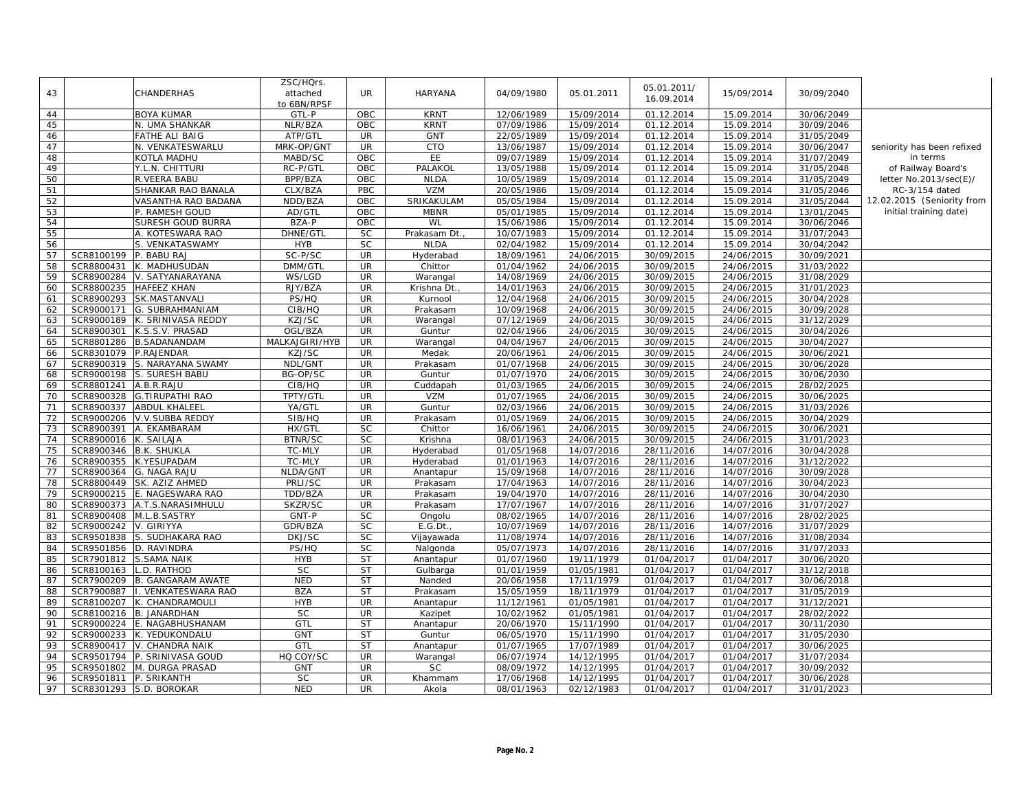| 43 | | CHANDERHAS | ZSC/HQrs. attached to 6BN/RPSF | UR | HARYANA | 04/09/1980 | 05.01.2011 | 05.01.2011/ 16.09.2014 | 15/09/2014 | 30/09/2040 | |
|---|---|---|---|---|---|---|---|---|---|---|---|
| 44 | | BOYA KUMAR | GTL-P | OBC | KRNT | 12/06/1989 | 15/09/2014 | 01.12.2014 | 15.09.2014 | 30/06/2049 | seniority has been refixed in terms of Railway Board's letter No.2013/sec(E)/ RC-3/154 dated 12.02.2015 (Seniority from initial training date) |
| 45 | | N. UMA SHANKAR | NLR/BZA | OBC | KRNT | 07/09/1986 | 15/09/2014 | 01.12.2014 | 15.09.2014 | 30/09/2046 | |
| 46 | | FATHE ALI BAIG | ATP/GTL | UR | GNT | 22/05/1989 | 15/09/2014 | 01.12.2014 | 15.09.2014 | 31/05/2049 | |
| 47 | | N. VENKATESWARLU | MRK-OP/GNT | UR | CTO | 13/06/1987 | 15/09/2014 | 01.12.2014 | 15.09.2014 | 30/06/2047 | |
| 48 | | KOTLA MADHU | MABD/SC | OBC | EE | 09/07/1989 | 15/09/2014 | 01.12.2014 | 15.09.2014 | 31/07/2049 | |
| 49 | | Y.L.N. CHITTURI | RC-P/GTL | OBC | PALAKOL | 13/05/1988 | 15/09/2014 | 01.12.2014 | 15.09.2014 | 31/05/2048 | |
| 50 | | R.VEERA BABU | BPP/BZA | OBC | NLDA | 10/05/1989 | 15/09/2014 | 01.12.2014 | 15.09.2014 | 31/05/2049 | |
| 51 | | SHANKAR RAO BANALA | CLX/BZA | PBC | VZM | 20/05/1986 | 15/09/2014 | 01.12.2014 | 15.09.2014 | 31/05/2046 | |
| 52 | | VASANTHA RAO BADANA | NDD/BZA | OBC | SRIKAKULAM | 05/05/1984 | 15/09/2014 | 01.12.2014 | 15.09.2014 | 31/05/2044 | |
| 53 | | P. RAMESH GOUD | AD/GTL | OBC | MBNR | 05/01/1985 | 15/09/2014 | 01.12.2014 | 15.09.2014 | 13/01/2045 | |
| 54 | | SURESH GOUD BURRA | BZA-P | OBC | WL | 15/06/1986 | 15/09/2014 | 01.12.2014 | 15.09.2014 | 30/06/2046 | |
| 55 | | A. KOTESWARA RAO | DHNE/GTL | SC | Prakasam Dt., | 10/07/1983 | 15/09/2014 | 01.12.2014 | 15.09.2014 | 31/07/2043 | |
| 56 | | S. VENKATASWAMY | HYB | SC | NLDA | 02/04/1982 | 15/09/2014 | 01.12.2014 | 15.09.2014 | 30/04/2042 | |
| 57 | SCR8100199 | P. BABU RAJ | SC-P/SC | UR | Hyderabad | 18/09/1961 | 24/06/2015 | 30/09/2015 | 24/06/2015 | 30/09/2021 | |
| 58 | SCR8800431 | K. MADHUSUDAN | DMM/GTL | UR | Chittor | 01/04/1962 | 24/06/2015 | 30/09/2015 | 24/06/2015 | 31/03/2022 | |
| 59 | SCR8900284 | V. SATYANARAYANA | WS/LGD | UR | Warangal | 14/08/1969 | 24/06/2015 | 30/09/2015 | 24/06/2015 | 31/08/2029 | |
| 60 | SCR8800235 | HAFEEZ KHAN | RJY/BZA | UR | Krishna Dt., | 14/01/1963 | 24/06/2015 | 30/09/2015 | 24/06/2015 | 31/01/2023 | |
| 61 | SCR8900293 | SK.MASTANVALI | PS/HQ | UR | Kurnool | 12/04/1968 | 24/06/2015 | 30/09/2015 | 24/06/2015 | 30/04/2028 | |
| 62 | SCR9000171 | G. SUBRAHMANIAM | CIB/HQ | UR | Prakasam | 10/09/1968 | 24/06/2015 | 30/09/2015 | 24/06/2015 | 30/09/2028 | |
| 63 | SCR9000189 | K. SRINIVASA REDDY | KZJ/SC | UR | Warangal | 07/12/1969 | 24/06/2015 | 30/09/2015 | 24/06/2015 | 31/12/2029 | |
| 64 | SCR8900301 | K.S.S.V. PRASAD | OGL/BZA | UR | Guntur | 02/04/1966 | 24/06/2015 | 30/09/2015 | 24/06/2015 | 30/04/2026 | |
| 65 | SCR8801286 | B.SADANANDAM | MALKAJGIRI/HYB | UR | Warangal | 04/04/1967 | 24/06/2015 | 30/09/2015 | 24/06/2015 | 30/04/2027 | |
| 66 | SCR8301079 | P.RAJENDAR | KZJ/SC | UR | Medak | 20/06/1961 | 24/06/2015 | 30/09/2015 | 24/06/2015 | 30/06/2021 | |
| 67 | SCR8900319 | S. NARAYANA SWAMY | NDL/GNT | UR | Prakasam | 01/07/1968 | 24/06/2015 | 30/09/2015 | 24/06/2015 | 30/06/2028 | |
| 68 | SCR9000198 | S. SURESH BABU | BG-OP/SC | UR | Guntur | 01/07/1970 | 24/06/2015 | 30/09/2015 | 24/06/2015 | 30/06/2030 | |
| 69 | SCR8801241 | A.B.R.RAJU | CIB/HQ | UR | Cuddapah | 01/03/1965 | 24/06/2015 | 30/09/2015 | 24/06/2015 | 28/02/2025 | |
| 70 | SCR8900328 | G.TIRUPATHI RAO | TPTY/GTL | UR | VZM | 01/07/1965 | 24/06/2015 | 30/09/2015 | 24/06/2015 | 30/06/2025 | |
| 71 | SCR8900337 | ABDUL KHALEEL | YA/GTL | UR | Guntur | 02/03/1966 | 24/06/2015 | 30/09/2015 | 24/06/2015 | 31/03/2026 | |
| 72 | SCR9000206 | V.V.SUBBA REDDY | SIB/HQ | UR | Prakasam | 01/05/1969 | 24/06/2015 | 30/09/2015 | 24/06/2015 | 30/04/2029 | |
| 73 | SCR8900391 | A. EKAMBARAM | HX/GTL | SC | Chittor | 16/06/1961 | 24/06/2015 | 30/09/2015 | 24/06/2015 | 30/06/2021 | |
| 74 | SCR8900016 | K. SAILAJA | BTNR/SC | SC | Krishna | 08/01/1963 | 24/06/2015 | 30/09/2015 | 24/06/2015 | 31/01/2023 | |
| 75 | SCR8900346 | B.K. SHUKLA | TC-MLY | UR | Hyderabad | 01/05/1968 | 14/07/2016 | 28/11/2016 | 14/07/2016 | 30/04/2028 | |
| 76 | SCR8900355 | K.YESUPADAM | TC-MLY | UR | Hyderabad | 01/01/1963 | 14/07/2016 | 28/11/2016 | 14/07/2016 | 31/12/2022 | |
| 77 | SCR8900364 | G. NAGA RAJU | NLDA/GNT | UR | Anantapur | 15/09/1968 | 14/07/2016 | 28/11/2016 | 14/07/2016 | 30/09/2028 | |
| 78 | SCR8800449 | SK. AZIZ AHMED | PRLI/SC | UR | Prakasam | 17/04/1963 | 14/07/2016 | 28/11/2016 | 14/07/2016 | 30/04/2023 | |
| 79 | SCR9000215 | E. NAGESWARA RAO | TDD/BZA | UR | Prakasam | 19/04/1970 | 14/07/2016 | 28/11/2016 | 14/07/2016 | 30/04/2030 | |
| 80 | SCR8900373 | A.T.S.NARASIMHULU | SKZR/SC | UR | Prakasam | 17/07/1967 | 14/07/2016 | 28/11/2016 | 14/07/2016 | 31/07/2027 | |
| 81 | SCR8900408 | M.L.B.SASTRY | GNT-P | SC | Ongolu | 08/02/1965 | 14/07/2016 | 28/11/2016 | 14/07/2016 | 28/02/2025 | |
| 82 | SCR9000242 | V. GIRIYYA | GDR/BZA | SC | E.G.Dt., | 10/07/1969 | 14/07/2016 | 28/11/2016 | 14/07/2016 | 31/07/2029 | |
| 83 | SCR9501838 | S. SUDHAKARA RAO | DKJ/SC | SC | Vijayawada | 11/08/1974 | 14/07/2016 | 28/11/2016 | 14/07/2016 | 31/08/2034 | |
| 84 | SCR9501856 | D. RAVINDRA | PS/HQ | SC | Nalgonda | 05/07/1973 | 14/07/2016 | 28/11/2016 | 14/07/2016 | 31/07/2033 | |
| 85 | SCR7901812 | S.SAMA NAIK | HYB | ST | Anantapur | 01/07/1960 | 19/11/1979 | 01/04/2017 | 01/04/2017 | 30/06/2020 | |
| 86 | SCR8100163 | L.D. RATHOD | SC | ST | Gulbarga | 01/01/1959 | 01/05/1981 | 01/04/2017 | 01/04/2017 | 31/12/2018 | |
| 87 | SCR7900209 | B. GANGARAM AWATE | NED | ST | Nanded | 20/06/1958 | 17/11/1979 | 01/04/2017 | 01/04/2017 | 30/06/2018 | |
| 88 | SCR7900887 | I. VENKATESWARA RAO | BZA | ST | Prakasam | 15/05/1959 | 18/11/1979 | 01/04/2017 | 01/04/2017 | 31/05/2019 | |
| 89 | SCR8100207 | K. CHANDRAMOULI | HYB | UR | Anantapur | 11/12/1961 | 01/05/1981 | 01/04/2017 | 01/04/2017 | 31/12/2021 | |
| 90 | SCR8100216 | B. JANARDHAN | SC | UR | Kazipet | 10/02/1962 | 01/05/1981 | 01/04/2017 | 01/04/2017 | 28/02/2022 | |
| 91 | SCR9000224 | E. NAGABHUSHANAM | GTL | ST | Anantapur | 20/06/1970 | 15/11/1990 | 01/04/2017 | 01/04/2017 | 30/11/2030 | |
| 92 | SCR9000233 | K. YEDUKONDALU | GNT | ST | Guntur | 06/05/1970 | 15/11/1990 | 01/04/2017 | 01/04/2017 | 31/05/2030 | |
| 93 | SCR8900417 | V. CHANDRA NAIK | GTL | ST | Anantapur | 01/07/1965 | 17/07/1989 | 01/04/2017 | 01/04/2017 | 30/06/2025 | |
| 94 | SCR9501794 | P. SRINIVASA GOUD | HQ COY/SC | UR | Warangal | 06/07/1974 | 14/12/1995 | 01/04/2017 | 01/04/2017 | 31/07/2034 | |
| 95 | SCR9501802 | M. DURGA PRASAD | GNT | UR | SC | 08/09/1972 | 14/12/1995 | 01/04/2017 | 01/04/2017 | 30/09/2032 | |
| 96 | SCR9501811 | P. SRIKANTH | SC | UR | Khammam | 17/06/1968 | 14/12/1995 | 01/04/2017 | 01/04/2017 | 30/06/2028 | |
| 97 | SCR8301293 | S.D. BOROKAR | NED | UR | Akola | 08/01/1963 | 02/12/1983 | 01/04/2017 | 01/04/2017 | 31/01/2023 | |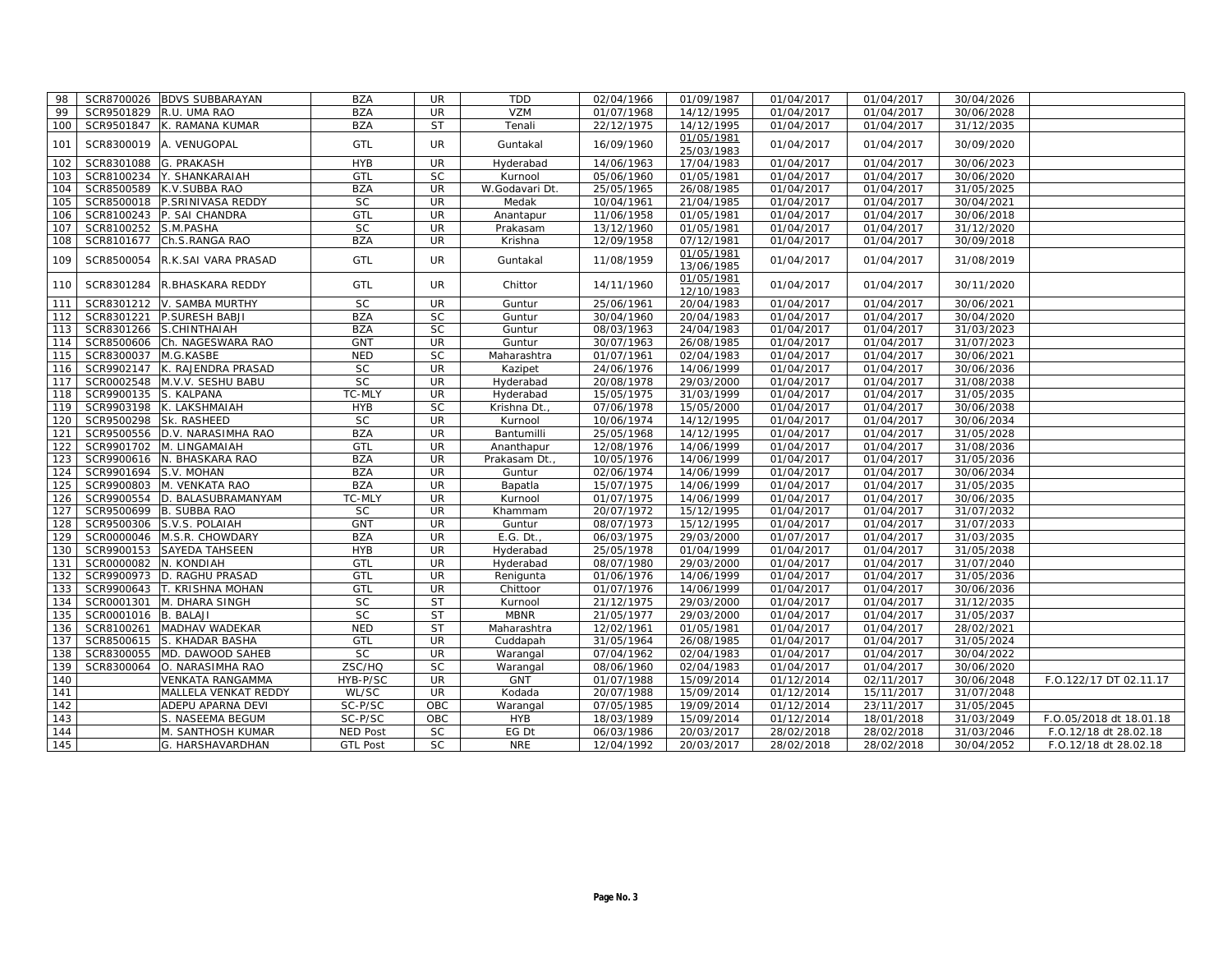| | | | | | | | | | | | |
|---|---|---|---|---|---|---|---|---|---|---|---|
| 98 | SCR8700026 | BDVS SUBBARAYAN | BZA | UR | TDD | 02/04/1966 | 01/09/1987 | 01/04/2017 | 01/04/2017 | 30/04/2026 | |
| 99 | SCR9501829 | R.U. UMA RAO | BZA | UR | VZM | 01/07/1968 | 14/12/1995 | 01/04/2017 | 01/04/2017 | 30/06/2028 | |
| 100 | SCR9501847 | K. RAMANA KUMAR | BZA | ST | Tenali | 22/12/1975 | 14/12/1995 | 01/04/2017 | 01/04/2017 | 31/12/2035 | |
| 101 | SCR8300019 | A. VENUGOPAL | GTL | UR | Guntakal | 16/09/1960 | 01/05/1981 25/03/1983 | 01/04/2017 | 01/04/2017 | 30/09/2020 | |
| 102 | SCR8301088 | G. PRAKASH | HYB | UR | Hyderabad | 14/06/1963 | 17/04/1983 | 01/04/2017 | 01/04/2017 | 30/06/2023 | |
| 103 | SCR8100234 | Y. SHANKARAIAH | GTL | SC | Kurnool | 05/06/1960 | 01/05/1981 | 01/04/2017 | 01/04/2017 | 30/06/2020 | |
| 104 | SCR8500589 | K.V.SUBBA RAO | BZA | UR | W.Godavari Dt. | 25/05/1965 | 26/08/1985 | 01/04/2017 | 01/04/2017 | 31/05/2025 | |
| 105 | SCR8500018 | P.SRINIVASA REDDY | SC | UR | Medak | 10/04/1961 | 21/04/1985 | 01/04/2017 | 01/04/2017 | 30/04/2021 | |
| 106 | SCR8100243 | P. SAI CHANDRA | GTL | UR | Anantapur | 11/06/1958 | 01/05/1981 | 01/04/2017 | 01/04/2017 | 30/06/2018 | |
| 107 | SCR8100252 | S.M.PASHA | SC | UR | Prakasam | 13/12/1960 | 01/05/1981 | 01/04/2017 | 01/04/2017 | 31/12/2020 | |
| 108 | SCR8101677 | Ch.S.RANGA RAO | BZA | UR | Krishna | 12/09/1958 | 07/12/1981 | 01/04/2017 | 01/04/2017 | 30/09/2018 | |
| 109 | SCR8500054 | R.K.SAI VARA PRASAD | GTL | UR | Guntakal | 11/08/1959 | 01/05/1981 13/06/1985 | 01/04/2017 | 01/04/2017 | 31/08/2019 | |
| 110 | SCR8301284 | R.BHASKARA REDDY | GTL | UR | Chittor | 14/11/1960 | 01/05/1981 12/10/1983 | 01/04/2017 | 01/04/2017 | 30/11/2020 | |
| 111 | SCR8301212 | V. SAMBA MURTHY | SC | UR | Guntur | 25/06/1961 | 20/04/1983 | 01/04/2017 | 01/04/2017 | 30/06/2021 | |
| 112 | SCR8301221 | P.SURESH BABJI | BZA | SC | Guntur | 30/04/1960 | 20/04/1983 | 01/04/2017 | 01/04/2017 | 30/04/2020 | |
| 113 | SCR8301266 | S.CHINTHAIAH | BZA | SC | Guntur | 08/03/1963 | 24/04/1983 | 01/04/2017 | 01/04/2017 | 31/03/2023 | |
| 114 | SCR8500606 | Ch. NAGESWARA RAO | GNT | UR | Guntur | 30/07/1963 | 26/08/1985 | 01/04/2017 | 01/04/2017 | 31/07/2023 | |
| 115 | SCR8300037 | M.G.KASBE | NED | SC | Maharashtra | 01/07/1961 | 02/04/1983 | 01/04/2017 | 01/04/2017 | 30/06/2021 | |
| 116 | SCR9902147 | K. RAJENDRA PRASAD | SC | UR | Kazipet | 24/06/1976 | 14/06/1999 | 01/04/2017 | 01/04/2017 | 30/06/2036 | |
| 117 | SCR0002548 | M.V.V. SESHU BABU | SC | UR | Hyderabad | 20/08/1978 | 29/03/2000 | 01/04/2017 | 01/04/2017 | 31/08/2038 | |
| 118 | SCR9900135 | S. KALPANA | TC-MLY | UR | Hyderabad | 15/05/1975 | 31/03/1999 | 01/04/2017 | 01/04/2017 | 31/05/2035 | |
| 119 | SCR9903198 | K. LAKSHMAIAH | HYB | SC | Krishna Dt., | 07/06/1978 | 15/05/2000 | 01/04/2017 | 01/04/2017 | 30/06/2038 | |
| 120 | SCR9500298 | Sk. RASHEED | SC | UR | Kurnool | 10/06/1974 | 14/12/1995 | 01/04/2017 | 01/04/2017 | 30/06/2034 | |
| 121 | SCR9500556 | D.V. NARASIMHA RAO | BZA | UR | Bantumilli | 25/05/1968 | 14/12/1995 | 01/04/2017 | 01/04/2017 | 31/05/2028 | |
| 122 | SCR9901702 | M. LINGAMAIAH | GTL | UR | Ananthapur | 12/08/1976 | 14/06/1999 | 01/04/2017 | 01/04/2017 | 31/08/2036 | |
| 123 | SCR9900616 | N. BHASKARA RAO | BZA | UR | Prakasam Dt., | 10/05/1976 | 14/06/1999 | 01/04/2017 | 01/04/2017 | 31/05/2036 | |
| 124 | SCR9901694 | S.V. MOHAN | BZA | UR | Guntur | 02/06/1974 | 14/06/1999 | 01/04/2017 | 01/04/2017 | 30/06/2034 | |
| 125 | SCR9900803 | M. VENKATA RAO | BZA | UR | Bapatla | 15/07/1975 | 14/06/1999 | 01/04/2017 | 01/04/2017 | 31/05/2035 | |
| 126 | SCR9900554 | D. BALASUBRAMANYAM | TC-MLY | UR | Kurnool | 01/07/1975 | 14/06/1999 | 01/04/2017 | 01/04/2017 | 30/06/2035 | |
| 127 | SCR9500699 | B. SUBBA RAO | SC | UR | Khammam | 20/07/1972 | 15/12/1995 | 01/04/2017 | 01/04/2017 | 31/07/2032 | |
| 128 | SCR9500306 | S.V.S. POLAIAH | GNT | UR | Guntur | 08/07/1973 | 15/12/1995 | 01/04/2017 | 01/04/2017 | 31/07/2033 | |
| 129 | SCR0000046 | M.S.R. CHOWDARY | BZA | UR | E.G. Dt., | 06/03/1975 | 29/03/2000 | 01/07/2017 | 01/04/2017 | 31/03/2035 | |
| 130 | SCR9900153 | SAYEDA TAHSEEN | HYB | UR | Hyderabad | 25/05/1978 | 01/04/1999 | 01/04/2017 | 01/04/2017 | 31/05/2038 | |
| 131 | SCR0000082 | N. KONDIAH | GTL | UR | Hyderabad | 08/07/1980 | 29/03/2000 | 01/04/2017 | 01/04/2017 | 31/07/2040 | |
| 132 | SCR9900973 | D. RAGHU PRASAD | GTL | UR | Renigunta | 01/06/1976 | 14/06/1999 | 01/04/2017 | 01/04/2017 | 31/05/2036 | |
| 133 | SCR9900643 | T. KRISHNA MOHAN | GTL | UR | Chittoor | 01/07/1976 | 14/06/1999 | 01/04/2017 | 01/04/2017 | 30/06/2036 | |
| 134 | SCR0001301 | M. DHARA SINGH | SC | ST | Kurnool | 21/12/1975 | 29/03/2000 | 01/04/2017 | 01/04/2017 | 31/12/2035 | |
| 135 | SCR0001016 | B. BALAJI | SC | ST | MBNR | 21/05/1977 | 29/03/2000 | 01/04/2017 | 01/04/2017 | 31/05/2037 | |
| 136 | SCR8100261 | MADHAV WADEKAR | NED | ST | Maharashtra | 12/02/1961 | 01/05/1981 | 01/04/2017 | 01/04/2017 | 28/02/2021 | |
| 137 | SCR8500615 | S. KHADAR BASHA | GTL | UR | Cuddapah | 31/05/1964 | 26/08/1985 | 01/04/2017 | 01/04/2017 | 31/05/2024 | |
| 138 | SCR8300055 | MD. DAWOOD SAHEB | SC | UR | Warangal | 07/04/1962 | 02/04/1983 | 01/04/2017 | 01/04/2017 | 30/04/2022 | |
| 139 | SCR8300064 | O. NARASIMHA RAO | ZSC/HQ | SC | Warangal | 08/06/1960 | 02/04/1983 | 01/04/2017 | 01/04/2017 | 30/06/2020 | |
| 140 | | VENKATA RANGAMMA | HYB-P/SC | UR | GNT | 01/07/1988 | 15/09/2014 | 01/12/2014 | 02/11/2017 | 30/06/2048 | F.O.122/17 DT 02.11.17 |
| 141 | | MALLELA VENKAT REDDY | WL/SC | UR | Kodada | 20/07/1988 | 15/09/2014 | 01/12/2014 | 15/11/2017 | 31/07/2048 | |
| 142 | | ADEPU APARNA DEVI | SC-P/SC | OBC | Warangal | 07/05/1985 | 19/09/2014 | 01/12/2014 | 23/11/2017 | 31/05/2045 | |
| 143 | | S. NASEEMA BEGUM | SC-P/SC | OBC | HYB | 18/03/1989 | 15/09/2014 | 01/12/2014 | 18/01/2018 | 31/03/2049 | F.O.05/2018 dt 18.01.18 |
| 144 | | M. SANTHOSH KUMAR | NED Post | SC | EG Dt | 06/03/1986 | 20/03/2017 | 28/02/2018 | 28/02/2018 | 31/03/2046 | F.O.12/18 dt 28.02.18 |
| 145 | | G. HARSHAVARDHAN | GTL Post | SC | NRE | 12/04/1992 | 20/03/2017 | 28/02/2018 | 28/02/2018 | 30/04/2052 | F.O.12/18 dt 28.02.18 |